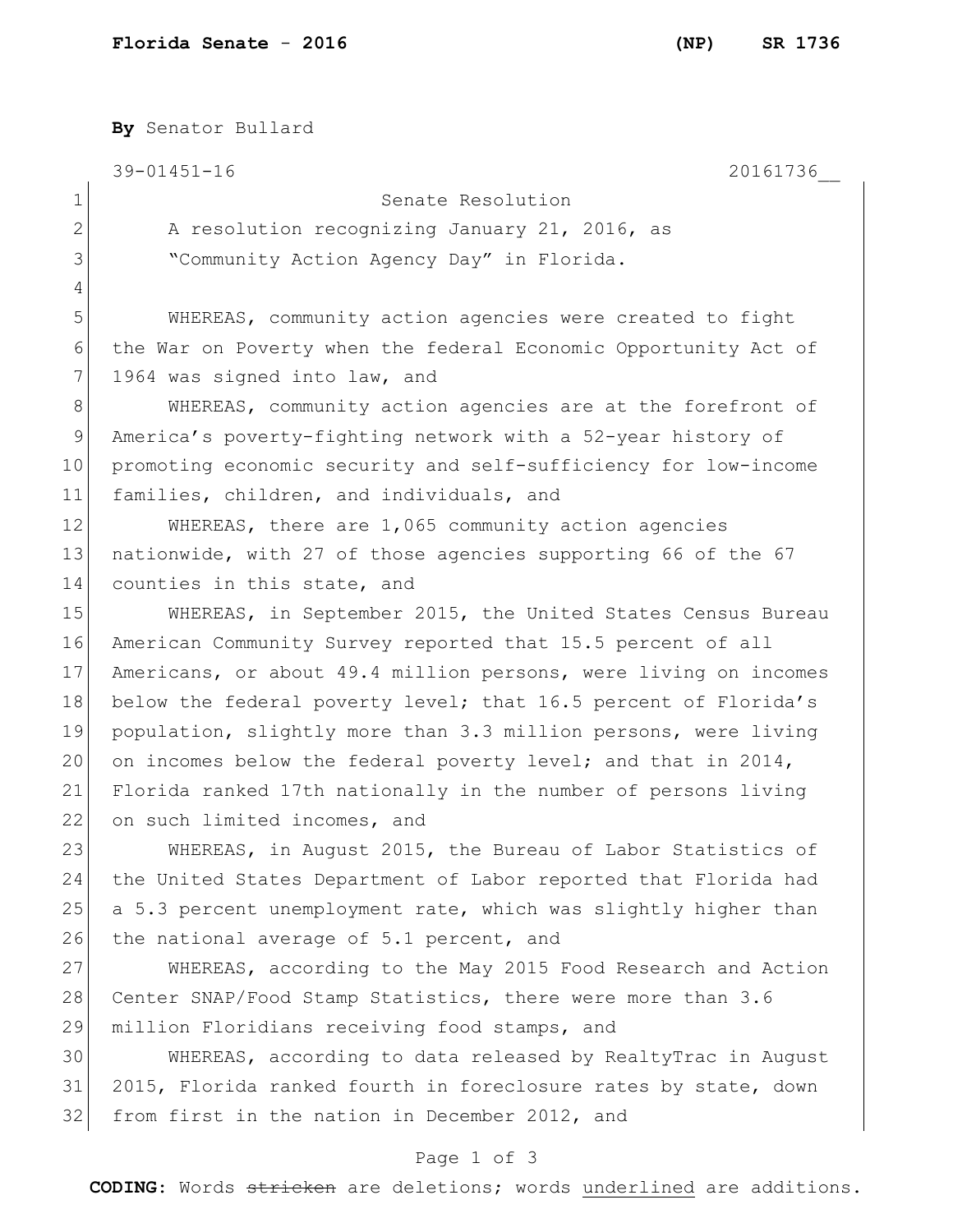**By** Senator Bullard

39-01451-16 20161736__

Senate Resolution

A resolution recognizing January 21, 2016, as "Community Action Agency Day" in Florida.

WHEREAS, community action agencies were created to fight the War on Poverty when the federal Economic Opportunity Act of 1964 was signed into law, and

WHEREAS, community action agencies are at the forefront of America's poverty-fighting network with a 52-year history of promoting economic security and self-sufficiency for low-income families, children, and individuals, and

WHEREAS, there are 1,065 community action agencies nationwide, with 27 of those agencies supporting 66 of the 67 counties in this state, and

WHEREAS, in September 2015, the United States Census Bureau American Community Survey reported that 15.5 percent of all Americans, or about 49.4 million persons, were living on incomes below the federal poverty level; that 16.5 percent of Florida's population, slightly more than 3.3 million persons, were living on incomes below the federal poverty level; and that in 2014, Florida ranked 17th nationally in the number of persons living on such limited incomes, and

WHEREAS, in August 2015, the Bureau of Labor Statistics of the United States Department of Labor reported that Florida had a 5.3 percent unemployment rate, which was slightly higher than the national average of 5.1 percent, and

WHEREAS, according to the May 2015 Food Research and Action Center SNAP/Food Stamp Statistics, there were more than 3.6 million Floridians receiving food stamps, and

WHEREAS, according to data released by RealtyTrac in August 2015, Florida ranked fourth in foreclosure rates by state, down from first in the nation in December 2012, and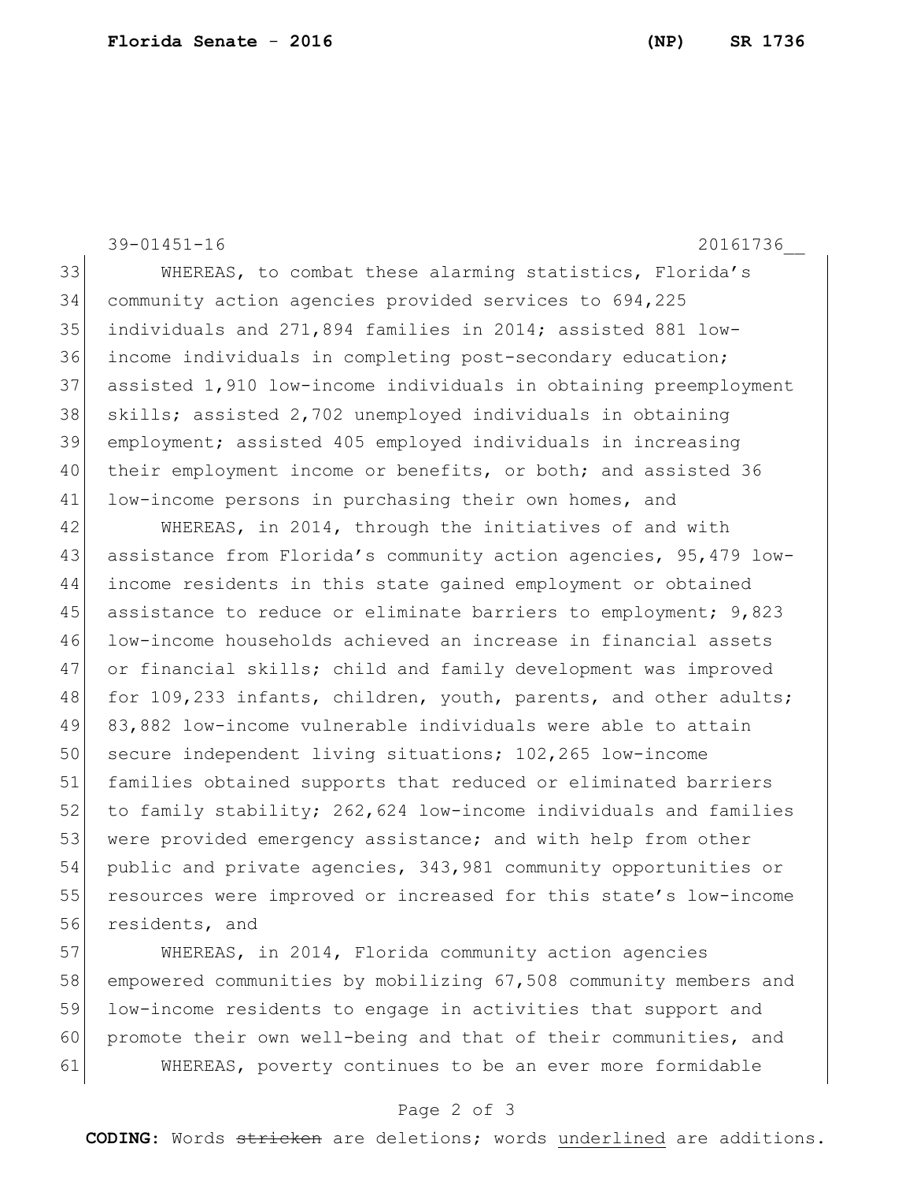WHEREAS, to combat these alarming statistics, Florida's community action agencies provided services to 694,225 individuals and 271,894 families in 2014; assisted 881 low-income individuals in completing post-secondary education; assisted 1,910 low-income individuals in obtaining preemployment skills; assisted 2,702 unemployed individuals in obtaining employment; assisted 405 employed individuals in increasing their employment income or benefits, or both; and assisted 36 low-income persons in purchasing their own homes, and

WHEREAS, in 2014, through the initiatives of and with assistance from Florida's community action agencies, 95,479 low-income residents in this state gained employment or obtained assistance to reduce or eliminate barriers to employment; 9,823 low-income households achieved an increase in financial assets or financial skills; child and family development was improved for 109,233 infants, children, youth, parents, and other adults; 83,882 low-income vulnerable individuals were able to attain secure independent living situations; 102,265 low-income families obtained supports that reduced or eliminated barriers to family stability; 262,624 low-income individuals and families were provided emergency assistance; and with help from other public and private agencies, 343,981 community opportunities or resources were improved or increased for this state's low-income residents, and

WHEREAS, in 2014, Florida community action agencies empowered communities by mobilizing 67,508 community members and low-income residents to engage in activities that support and promote their own well-being and that of their communities, and

WHEREAS, poverty continues to be an ever more formidable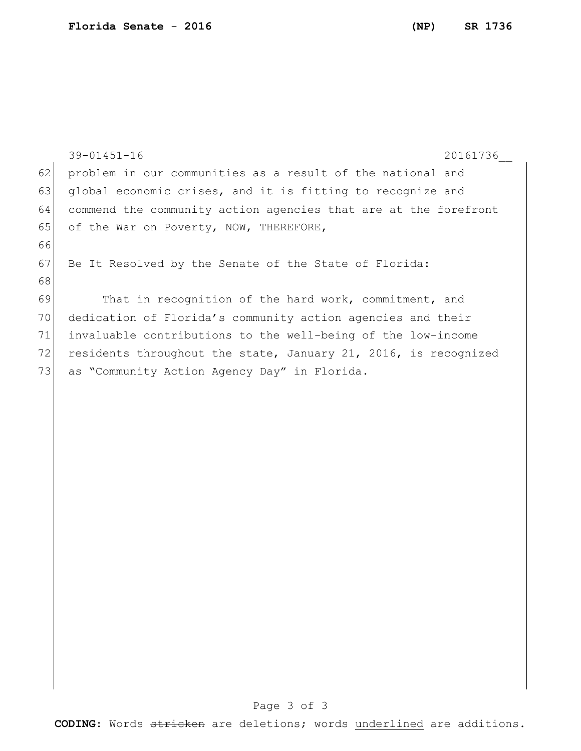39-01451-16 20161736__

problem in our communities as a result of the national and global economic crises, and it is fitting to recognize and commend the community action agencies that are at the forefront of the War on Poverty, NOW, THEREFORE,

Be It Resolved by the Senate of the State of Florida:

That in recognition of the hard work, commitment, and dedication of Florida's community action agencies and their invaluable contributions to the well-being of the low-income residents throughout the state, January 21, 2016, is recognized as "Community Action Agency Day" in Florida.

**CODING:** Words ~~stricken~~ are deletions; words <u>underlined</u> are additions.